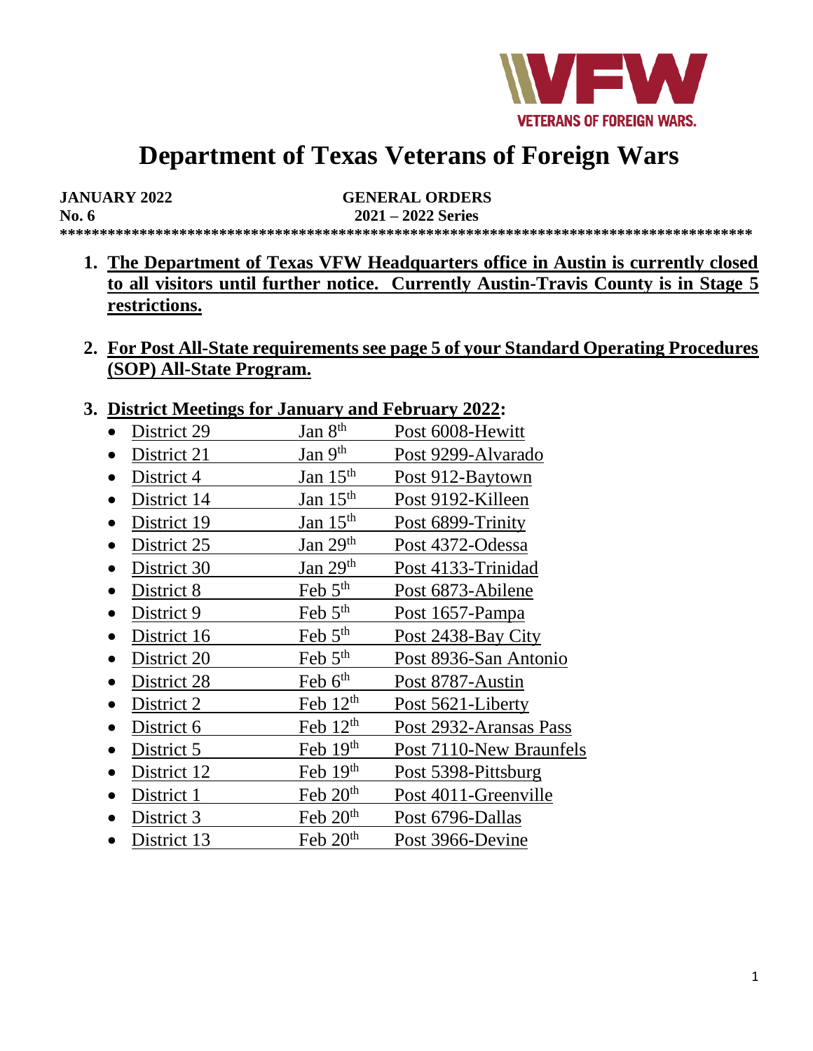# Department of Texas Veterans of Foreign Wars

**JANUARY 2022** **GENERAL ORDERS**
**No. 6** **2021 – 2022 Series**

******************************************************************************************

1. **The Department of Texas VFW Headquarters office in Austin is currently closed to all visitors until further notice. Currently Austin-Travis County is in Stage 5 restrictions.**

2. **For Post All-State requirements see page 5 of your Standard Operating Procedures (SOP) All-State Program.**

3. **District Meetings for January and February 2022:**
   - District 29 Jan 8th Post 6008-Hewitt
   - District 21 Jan 9th Post 9299-Alvarado
   - District 4 Jan 15th Post 912-Baytown
   - District 14 Jan 15th Post 9192-Killeen
   - District 19 Jan 15th Post 6899-Trinity
   - District 25 Jan 29th Post 4372-Odessa
   - District 30 Jan 29th Post 4133-Trinidad
   - District 8 Feb 5th Post 6873-Abilene
   - District 9 Feb 5th Post 1657-Pampa
   - District 16 Feb 5th Post 2438-Bay City
   - District 20 Feb 5th Post 8936-San Antonio
   - District 28 Feb 6th Post 8787-Austin
   - District 2 Feb 12th Post 5621-Liberty
   - District 6 Feb 12th Post 2932-Aransas Pass
   - District 5 Feb 19th Post 7110-New Braunfels
   - District 12 Feb 19th Post 5398-Pittsburg
   - District 1 Feb 20th Post 4011-Greenville
   - District 3 Feb 20th Post 6796-Dallas
   - District 13 Feb 20th Post 3966-Devine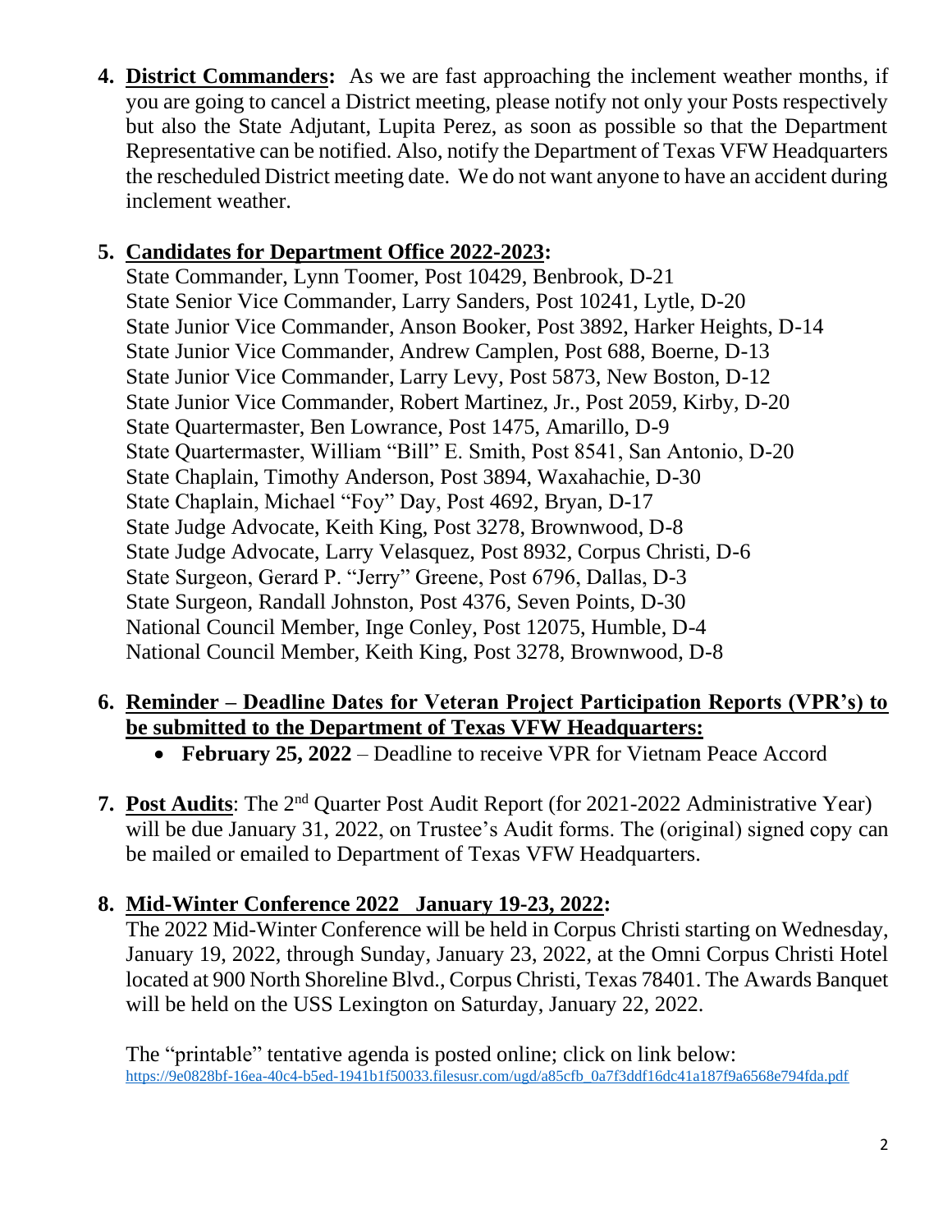4. **District Commanders:** As we are fast approaching the inclement weather months, if you are going to cancel a District meeting, please notify not only your Posts respectively but also the State Adjutant, Lupita Perez, as soon as possible so that the Department Representative can be notified. Also, notify the Department of Texas VFW Headquarters the rescheduled District meeting date. We do not want anyone to have an accident during inclement weather.

5. **Candidates for Department Office 2022-2023:**
   State Commander, Lynn Toomer, Post 10429, Benbrook, D-21
   State Senior Vice Commander, Larry Sanders, Post 10241, Lytle, D-20
   State Junior Vice Commander, Anson Booker, Post 3892, Harker Heights, D-14
   State Junior Vice Commander, Andrew Camplen, Post 688, Boerne, D-13
   State Junior Vice Commander, Larry Levy, Post 5873, New Boston, D-12
   State Junior Vice Commander, Robert Martinez, Jr., Post 2059, Kirby, D-20
   State Quartermaster, Ben Lowrance, Post 1475, Amarillo, D-9
   State Quartermaster, William "Bill" E. Smith, Post 8541, San Antonio, D-20
   State Chaplain, Timothy Anderson, Post 3894, Waxahachie, D-30
   State Chaplain, Michael "Foy" Day, Post 4692, Bryan, D-17
   State Judge Advocate, Keith King, Post 3278, Brownwood, D-8
   State Judge Advocate, Larry Velasquez, Post 8932, Corpus Christi, D-6
   State Surgeon, Gerard P. "Jerry" Greene, Post 6796, Dallas, D-3
   State Surgeon, Randall Johnston, Post 4376, Seven Points, D-30
   National Council Member, Inge Conley, Post 12075, Humble, D-4
   National Council Member, Keith King, Post 3278, Brownwood, D-8

6. **Reminder – Deadline Dates for Veteran Project Participation Reports (VPR's) to be submitted to the Department of Texas VFW Headquarters:**
   - **February 25, 2022** – Deadline to receive VPR for Vietnam Peace Accord

7. **Post Audits**: The 2nd Quarter Post Audit Report (for 2021-2022 Administrative Year) will be due January 31, 2022, on Trustee's Audit forms. The (original) signed copy can be mailed or emailed to Department of Texas VFW Headquarters.

8. **Mid-Winter Conference 2022 January 19-23, 2022:**
   The 2022 Mid-Winter Conference will be held in Corpus Christi starting on Wednesday, January 19, 2022, through Sunday, January 23, 2022, at the Omni Corpus Christi Hotel located at 900 North Shoreline Blvd., Corpus Christi, Texas 78401. The Awards Banquet will be held on the USS Lexington on Saturday, January 22, 2022.

   The "printable" tentative agenda is posted online; click on link below:
   https://9e0828bf-16ea-40c4-b5ed-1941b1f50033.filesusr.com/ugd/a85cfb_0a7f3ddf16dc41a187f9a6568e794fda.pdf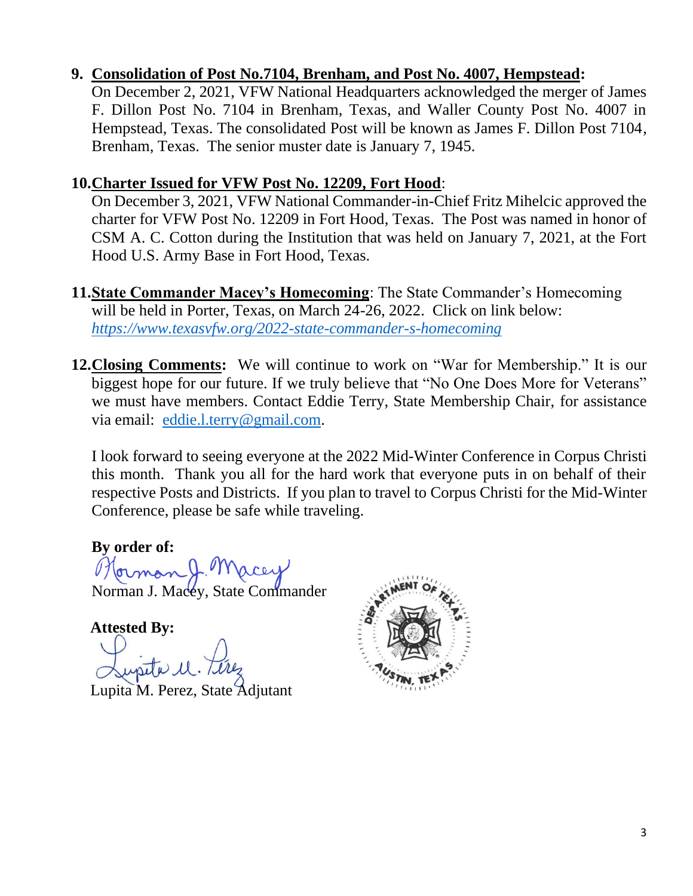9. **<u>Consolidation of Post No.7104, Brenham, and Post No. 4007, Hempstead</u>:**
   On December 2, 2021, VFW National Headquarters acknowledged the merger of James F. Dillon Post No. 7104 in Brenham, Texas, and Waller County Post No. 4007 in Hempstead, Texas. The consolidated Post will be known as James F. Dillon Post 7104, Brenham, Texas. The senior muster date is January 7, 1945.

10. **<u>Charter Issued for VFW Post No. 12209, Fort Hood</u>**:
    On December 3, 2021, VFW National Commander-in-Chief Fritz Mihelcic approved the charter for VFW Post No. 12209 in Fort Hood, Texas. The Post was named in honor of CSM A. C. Cotton during the Institution that was held on January 7, 2021, at the Fort Hood U.S. Army Base in Fort Hood, Texas.

11. **<u>State Commander Macey's Homecoming</u>**: The State Commander's Homecoming will be held in Porter, Texas, on March 24-26, 2022. Click on link below: *https://www.texasvfw.org/2022-state-commander-s-homecoming*

12. **<u>Closing Comments</u>:** We will continue to work on "War for Membership." It is our biggest hope for our future. If we truly believe that "No One Does More for Veterans" we must have members. Contact Eddie Terry, State Membership Chair, for assistance via email: eddie.l.terry@gmail.com.

    I look forward to seeing everyone at the 2022 Mid-Winter Conference in Corpus Christi this month. Thank you all for the hard work that everyone puts in on behalf of their respective Posts and Districts. If you plan to travel to Corpus Christi for the Mid-Winter Conference, please be safe while traveling.

**By order of:**

Norman J. Macey, State Commander

**Attested By:**

Lupita M. Perez, State Adjutant

DEPARTMENT OF TEXAS
AUSTIN, TEXAS